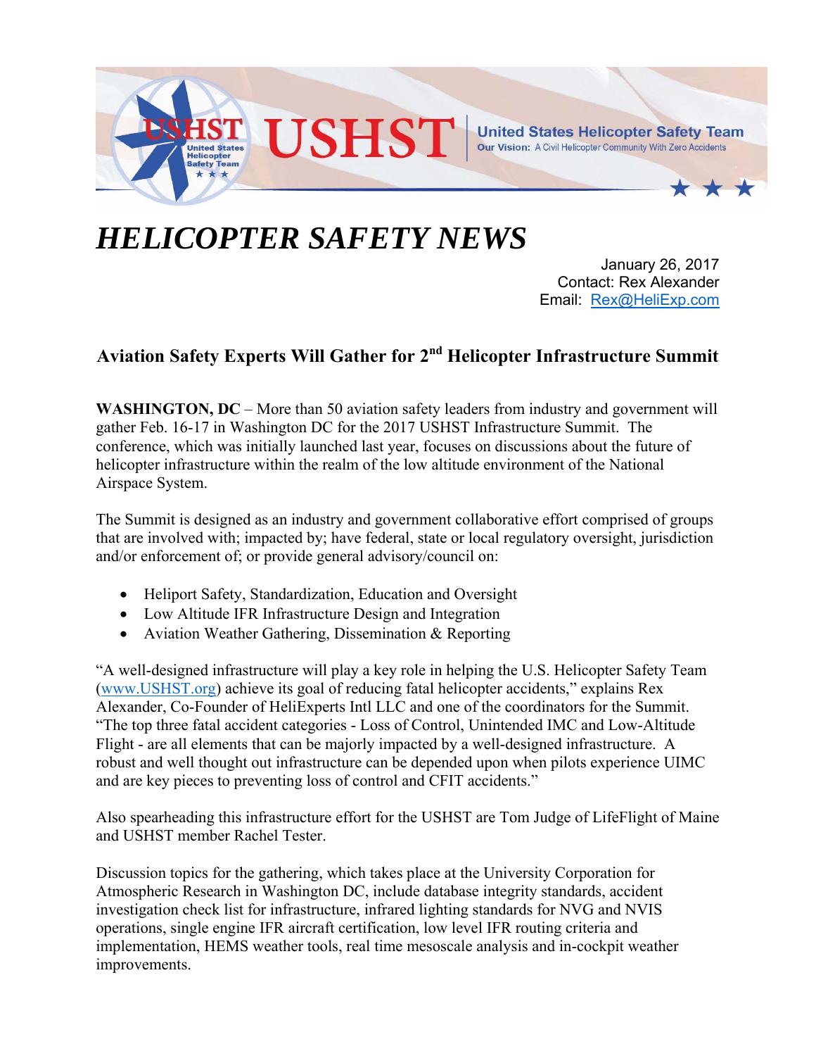USHST

**United States Helicopter Safety Team**

**Our Vision:** A Civil Helicopter Community With Zero Accidents

# *HELICOPTER SAFETY NEWS*

January 26, 2017
Contact: Rex Alexander
Email: Rex@HeliExp.com

## Aviation Safety Experts Will Gather for 2nd Helicopter Infrastructure Summit

**WASHINGTON, DC** – More than 50 aviation safety leaders from industry and government will gather Feb. 16-17 in Washington DC for the 2017 USHST Infrastructure Summit. The conference, which was initially launched last year, focuses on discussions about the future of helicopter infrastructure within the realm of the low altitude environment of the National Airspace System.

The Summit is designed as an industry and government collaborative effort comprised of groups that are involved with; impacted by; have federal, state or local regulatory oversight, jurisdiction and/or enforcement of; or provide general advisory/council on:

- Heliport Safety, Standardization, Education and Oversight
- Low Altitude IFR Infrastructure Design and Integration
- Aviation Weather Gathering, Dissemination & Reporting

"A well-designed infrastructure will play a key role in helping the U.S. Helicopter Safety Team (www.USHST.org) achieve its goal of reducing fatal helicopter accidents," explains Rex Alexander, Co-Founder of HeliExperts Intl LLC and one of the coordinators for the Summit. "The top three fatal accident categories - Loss of Control, Unintended IMC and Low-Altitude Flight - are all elements that can be majorly impacted by a well-designed infrastructure. A robust and well thought out infrastructure can be depended upon when pilots experience UIMC and are key pieces to preventing loss of control and CFIT accidents."

Also spearheading this infrastructure effort for the USHST are Tom Judge of LifeFlight of Maine and USHST member Rachel Tester.

Discussion topics for the gathering, which takes place at the University Corporation for Atmospheric Research in Washington DC, include database integrity standards, accident investigation check list for infrastructure, infrared lighting standards for NVG and NVIS operations, single engine IFR aircraft certification, low level IFR routing criteria and implementation, HEMS weather tools, real time mesoscale analysis and in-cockpit weather improvements.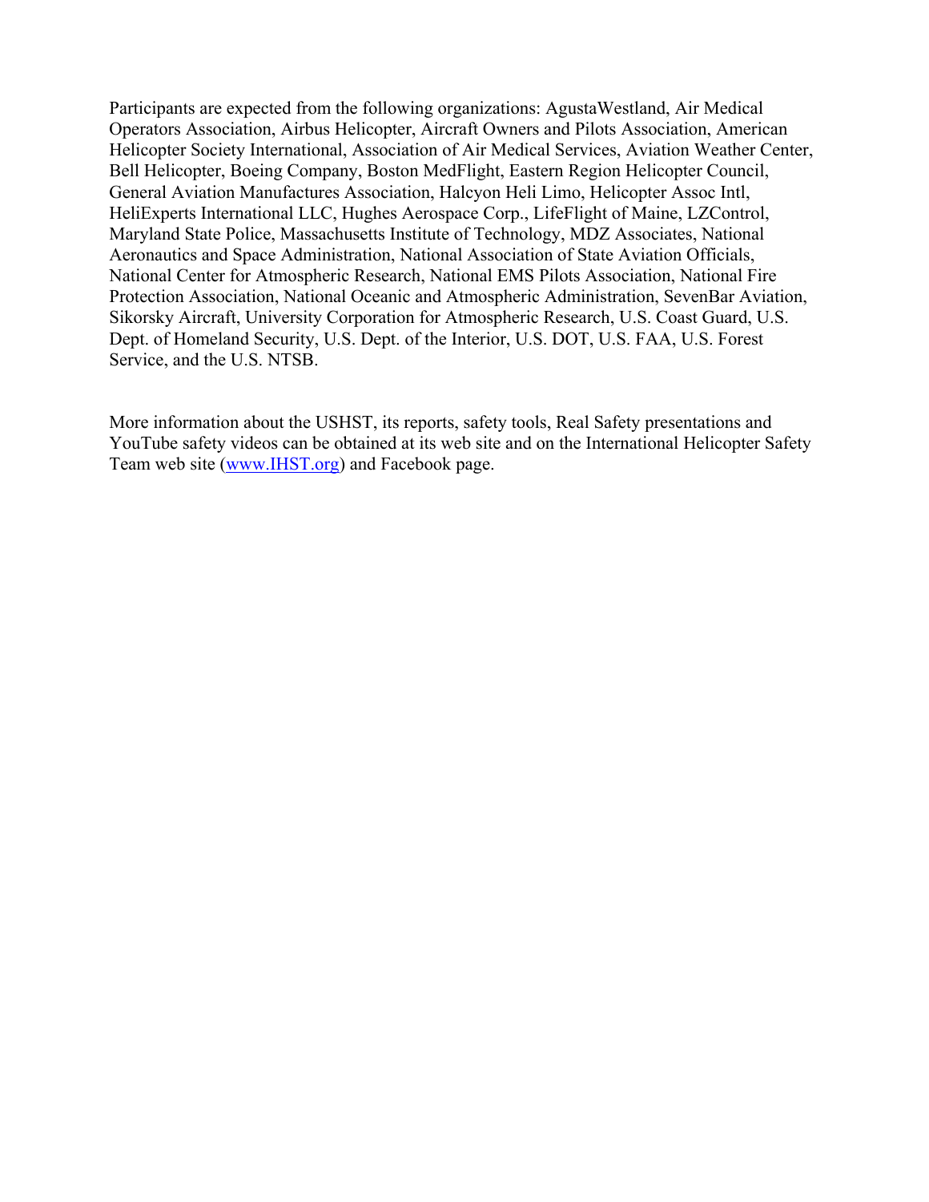Participants are expected from the following organizations: AgustaWestland, Air Medical Operators Association, Airbus Helicopter, Aircraft Owners and Pilots Association, American Helicopter Society International, Association of Air Medical Services, Aviation Weather Center, Bell Helicopter, Boeing Company, Boston MedFlight, Eastern Region Helicopter Council, General Aviation Manufactures Association, Halcyon Heli Limo, Helicopter Assoc Intl, HeliExperts International LLC, Hughes Aerospace Corp., LifeFlight of Maine, LZControl, Maryland State Police, Massachusetts Institute of Technology, MDZ Associates, National Aeronautics and Space Administration, National Association of State Aviation Officials, National Center for Atmospheric Research, National EMS Pilots Association, National Fire Protection Association, National Oceanic and Atmospheric Administration, SevenBar Aviation, Sikorsky Aircraft, University Corporation for Atmospheric Research, U.S. Coast Guard, U.S. Dept. of Homeland Security, U.S. Dept. of the Interior, U.S. DOT, U.S. FAA, U.S. Forest Service, and the U.S. NTSB.

More information about the USHST, its reports, safety tools, Real Safety presentations and YouTube safety videos can be obtained at its web site and on the International Helicopter Safety Team web site ([www.IHST.org](http://www.IHST.org)) and Facebook page.